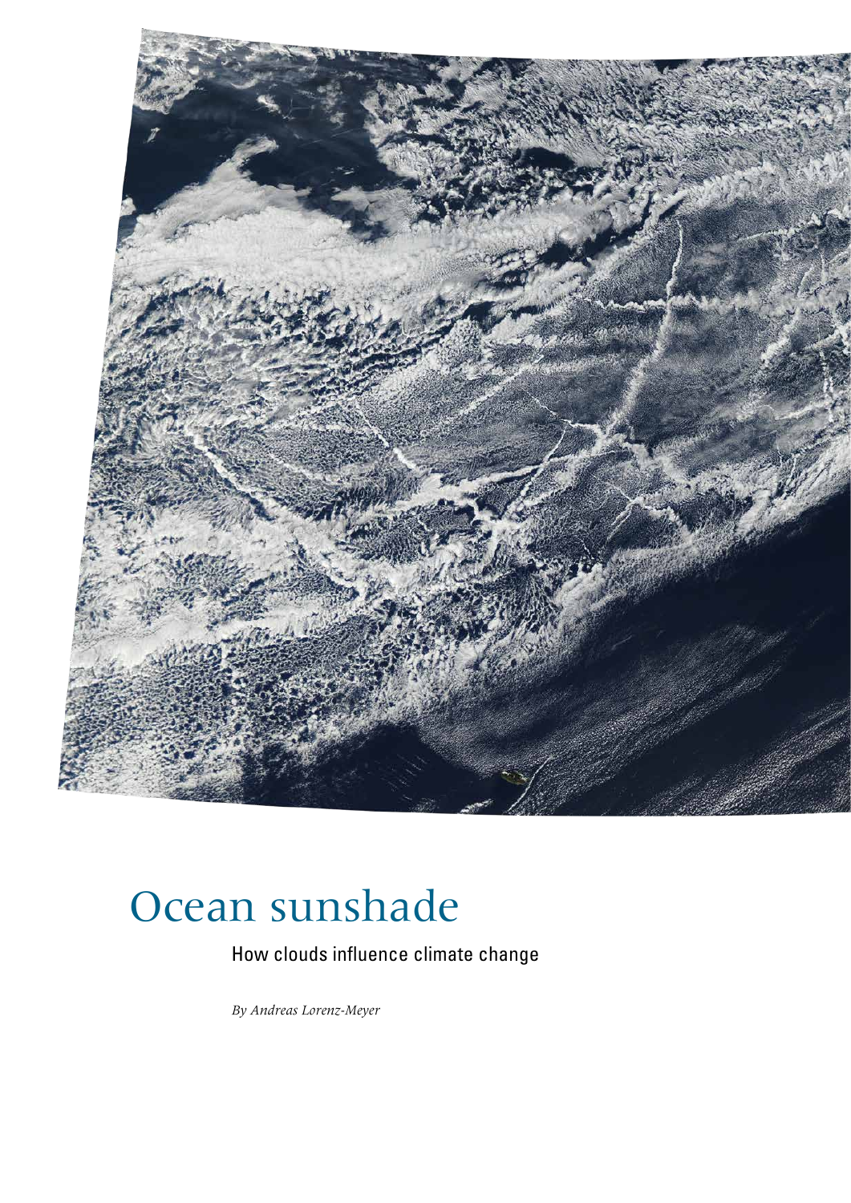# Ocean sunshade

How clouds influence climate change

*By Andreas Lorenz-Meyer*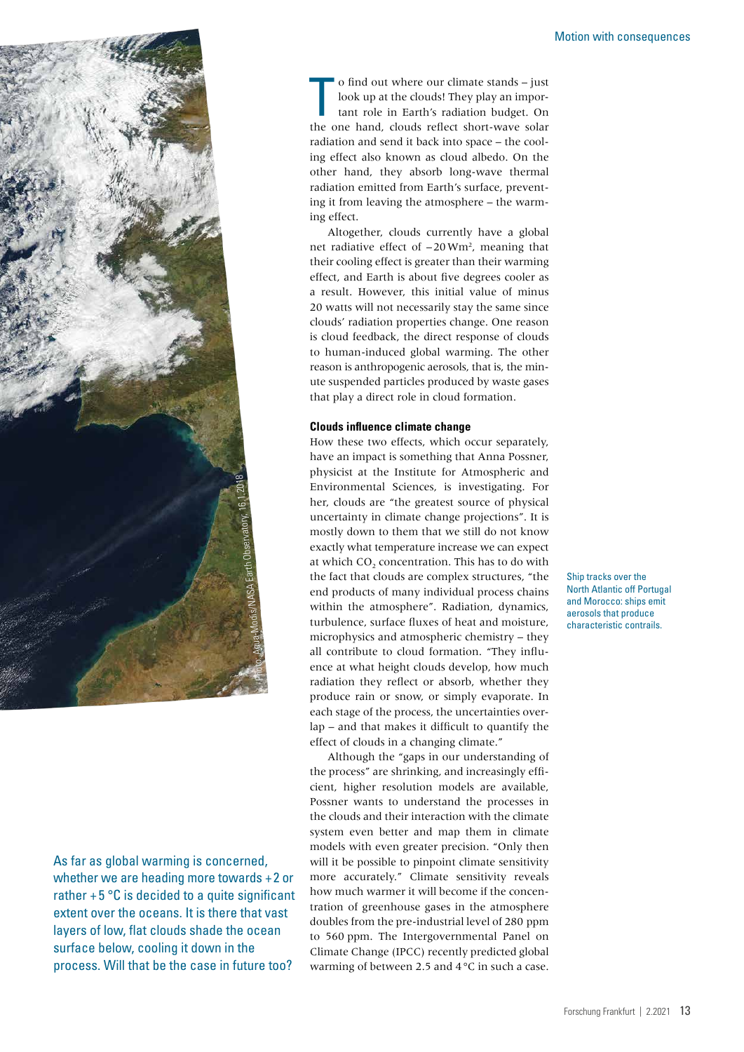As far as global warming is concerned, whether we are heading more towards +2 or rather +5 °C is decided to a quite significant extent over the oceans. It is there that vast layers of low, flat clouds shade the ocean surface below, cooling it down in the process. Will that be the case in future too?

To find out where our climate stands – just look up at the clouds! They play an important role in Earth's radiation budget. On the one hand, clouds reflect short-wave solar radiation and send it back into space – the cooling effect also known as cloud albedo. On the other hand, they absorb long-wave thermal radiation emitted from Earth's surface, preventing it from leaving the atmosphere – the warming effect.

Altogether, clouds currently have a global net radiative effect of $-20\,\mathrm{Wm^2}$, meaning that their cooling effect is greater than their warming effect, and Earth is about five degrees cooler as a result. However, this initial value of minus 20 watts will not necessarily stay the same since clouds' radiation properties change. One reason is cloud feedback, the direct response of clouds to human-induced global warming. The other reason is anthropogenic aerosols, that is, the minute suspended particles produced by waste gases that play a direct role in cloud formation.

### Clouds influence climate change

How these two effects, which occur separately, have an impact is something that Anna Possner, physicist at the Institute for Atmospheric and Environmental Sciences, is investigating. For her, clouds are "the greatest source of physical uncertainty in climate change projections". It is mostly down to them that we still do not know exactly what temperature increase we can expect at which $CO_2$ concentration. This has to do with the fact that clouds are complex structures, "the end products of many individual process chains within the atmosphere". Radiation, dynamics, turbulence, surface fluxes of heat and moisture, microphysics and atmospheric chemistry – they all contribute to cloud formation. "They influence at what height clouds develop, how much radiation they reflect or absorb, whether they produce rain or snow, or simply evaporate. In each stage of the process, the uncertainties overlap – and that makes it difficult to quantify the effect of clouds in a changing climate."

Although the "gaps in our understanding of the process" are shrinking, and increasingly efficient, higher resolution models are available, Possner wants to understand the processes in the clouds and their interaction with the climate system even better and map them in climate models with even greater precision. "Only then will it be possible to pinpoint climate sensitivity more accurately." Climate sensitivity reveals how much warmer it will become if the concentration of greenhouse gases in the atmosphere doubles from the pre-industrial level of 280 ppm to 560 ppm. The Intergovernmental Panel on Climate Change (IPCC) recently predicted global warming of between 2.5 and 4 °C in such a case.

Ship tracks over the North Atlantic off Portugal and Morocco: ships emit aerosols that produce characteristic contrails.

Photo: Aqua-Modis/NASA Earth Observatory, 16.1.2018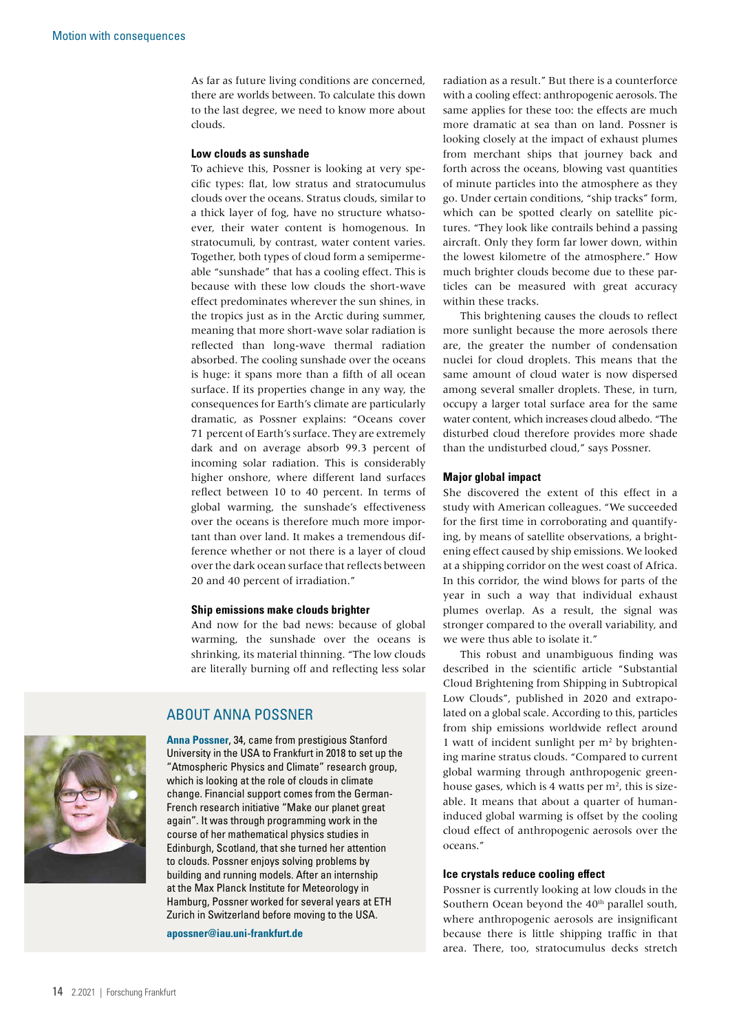As far as future living conditions are concerned, there are worlds between. To calculate this down to the last degree, we need to know more about clouds.

### Low clouds as sunshade

To achieve this, Possner is looking at very specific types: flat, low stratus and stratocumulus clouds over the oceans. Stratus clouds, similar to a thick layer of fog, have no structure whatsoever, their water content is homogenous. In stratocumuli, by contrast, water content varies. Together, both types of cloud form a semipermeable "sunshade" that has a cooling effect. This is because with these low clouds the short-wave effect predominates wherever the sun shines, in the tropics just as in the Arctic during summer, meaning that more short-wave solar radiation is reflected than long-wave thermal radiation absorbed. The cooling sunshade over the oceans is huge: it spans more than a fifth of all ocean surface. If its properties change in any way, the consequences for Earth's climate are particularly dramatic, as Possner explains: "Oceans cover 71 percent of Earth's surface. They are extremely dark and on average absorb 99.3 percent of incoming solar radiation. This is considerably higher onshore, where different land surfaces reflect between 10 to 40 percent. In terms of global warming, the sunshade's effectiveness over the oceans is therefore much more important than over land. It makes a tremendous difference whether or not there is a layer of cloud over the dark ocean surface that reflects between 20 and 40 percent of irradiation."

### Ship emissions make clouds brighter

And now for the bad news: because of global warming, the sunshade over the oceans is shrinking, its material thinning. "The low clouds are literally burning off and reflecting less solar radiation as a result." But there is a counterforce with a cooling effect: anthropogenic aerosols. The same applies for these too: the effects are much more dramatic at sea than on land. Possner is looking closely at the impact of exhaust plumes from merchant ships that journey back and forth across the oceans, blowing vast quantities of minute particles into the atmosphere as they go. Under certain conditions, "ship tracks" form, which can be spotted clearly on satellite pictures. "They look like contrails behind a passing aircraft. Only they form far lower down, within the lowest kilometre of the atmosphere." How much brighter clouds become due to these particles can be measured with great accuracy within these tracks.

This brightening causes the clouds to reflect more sunlight because the more aerosols there are, the greater the number of condensation nuclei for cloud droplets. This means that the same amount of cloud water is now dispersed among several smaller droplets. These, in turn, occupy a larger total surface area for the same water content, which increases cloud albedo. "The disturbed cloud therefore provides more shade than the undisturbed cloud," says Possner.

### Major global impact

She discovered the extent of this effect in a study with American colleagues. "We succeeded for the first time in corroborating and quantifying, by means of satellite observations, a brightening effect caused by ship emissions. We looked at a shipping corridor on the west coast of Africa. In this corridor, the wind blows for parts of the year in such a way that individual exhaust plumes overlap. As a result, the signal was stronger compared to the overall variability, and we were thus able to isolate it."

This robust and unambiguous finding was described in the scientific article "Substantial Cloud Brightening from Shipping in Subtropical Low Clouds", published in 2020 and extrapolated on a global scale. According to this, particles from ship emissions worldwide reflect around 1 watt of incident sunlight per $m^2$ by brightening marine stratus clouds. "Compared to current global warming through anthropogenic greenhouse gases, which is 4 watts per $m^2$, this is sizeable. It means that about a quarter of human-induced global warming is offset by the cooling cloud effect of anthropogenic aerosols over the oceans."

### Ice crystals reduce cooling effect

Possner is currently looking at low clouds in the Southern Ocean beyond the 40th parallel south, where anthropogenic aerosols are insignificant because there is little shipping traffic in that area. There, too, stratocumulus decks stretch

## ABOUT ANNA POSSNER

**Anna Possner**, 34, came from prestigious Stanford University in the USA to Frankfurt in 2018 to set up the "Atmospheric Physics and Climate" research group, which is looking at the role of clouds in climate change. Financial support comes from the German-French research initiative "Make our planet great again". It was through programming work in the course of her mathematical physics studies in Edinburgh, Scotland, that she turned her attention to clouds. Possner enjoys solving problems by building and running models. After an internship at the Max Planck Institute for Meteorology in Hamburg, Possner worked for several years at ETH Zurich in Switzerland before moving to the USA.

**apossner@iau.uni-frankfurt.de**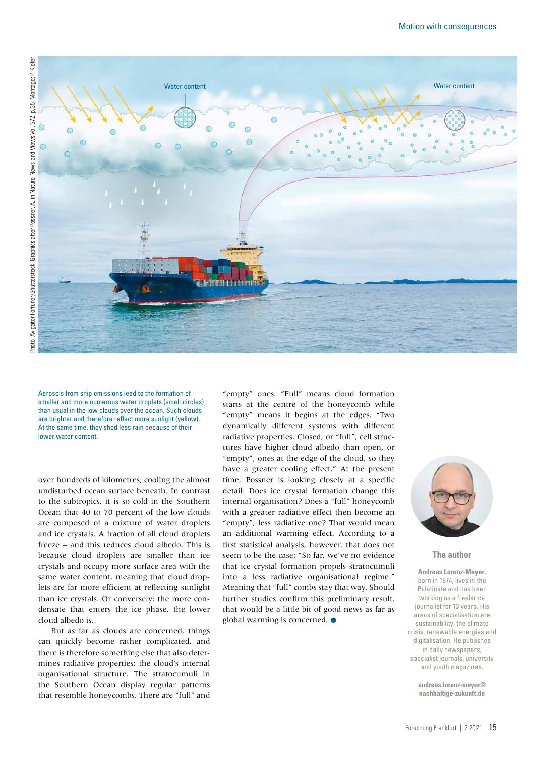Water content

Water content

Photo: Avigator Fortuner/Shutterstock; Graphics after Possner, A. in Nature News and Views Vol. 572, p.35; Montage: P. Kiefer

Aerosols from ship emissions lead to the formation of smaller and more numerous water droplets (small circles) than usual in the low clouds over the ocean. Such clouds are brighter and therefore reflect more sunlight (yellow). At the same time, they shed less rain because of their lower water content.

over hundreds of kilometres, cooling the almost undisturbed ocean surface beneath. In contrast to the subtropics, it is so cold in the Southern Ocean that 40 to 70 percent of the low clouds are composed of a mixture of water droplets and ice crystals. A fraction of all cloud droplets freeze – and this reduces cloud albedo. This is because cloud droplets are smaller than ice crystals and occupy more surface area with the same water content, meaning that cloud droplets are far more efficient at reflecting sunlight than ice crystals. Or conversely: the more condensate that enters the ice phase, the lower cloud albedo is.

But as far as clouds are concerned, things can quickly become rather complicated, and there is therefore something else that also determines radiative properties: the cloud's internal organisational structure. The stratocumuli in the Southern Ocean display regular patterns that resemble honeycombs. There are "full" and "empty" ones. "Full" means cloud formation starts at the centre of the honeycomb while "empty" means it begins at the edges. "Two dynamically different systems with different radiative properties. Closed, or "full", cell structures have higher cloud albedo than open, or "empty", ones at the edge of the cloud, so they have a greater cooling effect." At the present time, Possner is looking closely at a specific detail: Does ice crystal formation change this internal organisation? Does a "full" honeycomb with a greater radiative effect then become an "empty", less radiative one? That would mean an additional warming effect. According to a first statistical analysis, however, that does not seem to be the case: "So far, we've no evidence that ice crystal formation propels stratocumuli into a less radiative organisational regime." Meaning that "full" combs stay that way. Should further studies confirm this preliminary result, that would be a little bit of good news as far as global warming is concerned. ●

### The author

**Andreas Lorenz-Meyer**, born in 1974, lives in the Palatinate and has been working as a freelance journalist for 13 years. His areas of specialisation are sustainability, the climate crisis, renewable energies and digitalisation. He publishes in daily newspapers, specialist journals, university and youth magazines.

**andreas.lorenz-meyer@nachhaltige-zukunft.de**